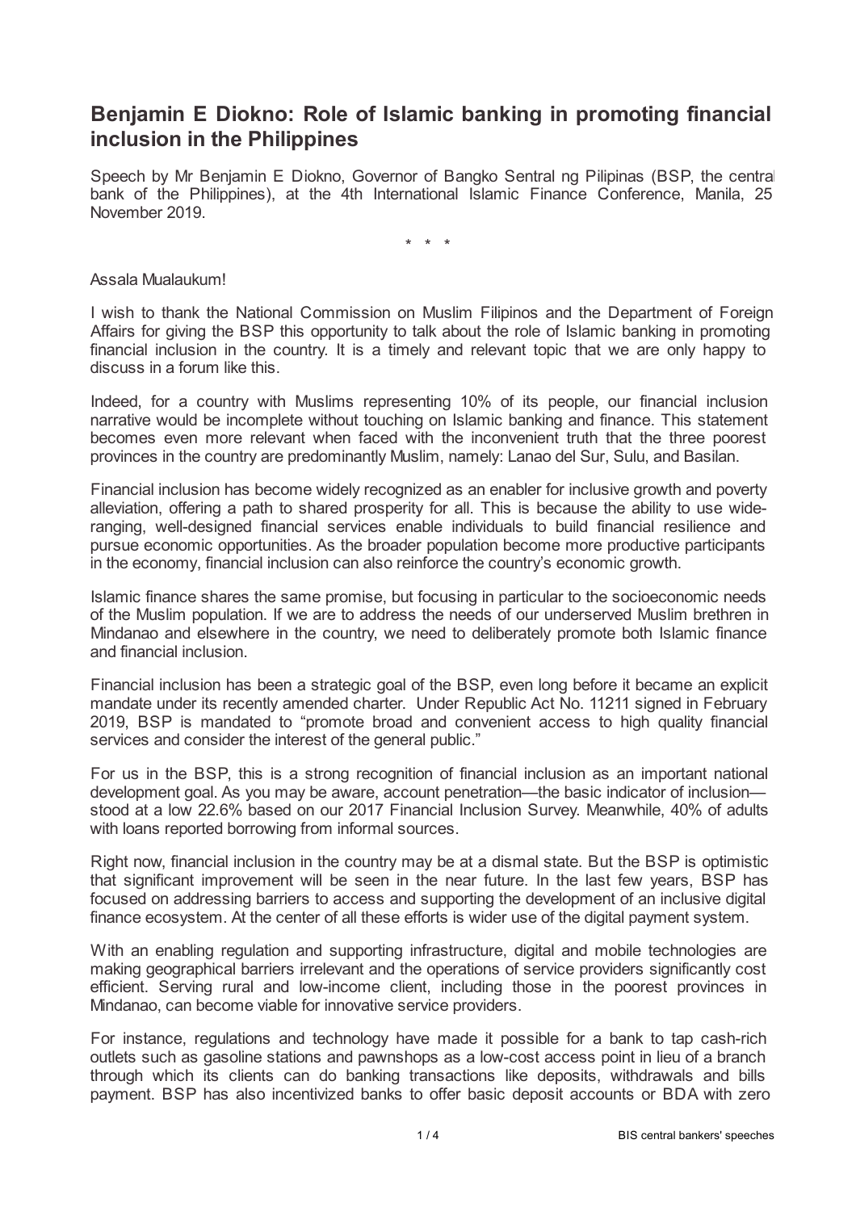# Benjamin E Diokno: Role of Islamic banking in promoting financial inclusion in the Philippines

Speech by Mr Benjamin E Diokno, Governor of Bangko Sentral ng Pilipinas (BSP, the central bank of the Philippines), at the 4th International Islamic Finance Conference, Manila, 25 November 2019.

\* \* \*

Assala Mualaukum!

I wish to thank the National Commission on Muslim Filipinos and the Department of Foreign Affairs for giving the BSP this opportunity to talk about the role of Islamic banking in promoting financial inclusion in the country. It is a timely and relevant topic that we are only happy to discuss in a forum like this.

Indeed, for a country with Muslims representing 10% of its people, our financial inclusion narrative would be incomplete without touching on Islamic banking and finance. This statement becomes even more relevant when faced with the inconvenient truth that the three poorest provinces in the country are predominantly Muslim, namely: Lanao del Sur, Sulu, and Basilan.

Financial inclusion has become widely recognized as an enabler for inclusive growth and poverty alleviation, offering a path to shared prosperity for all. This is because the ability to use wide-ranging, well-designed financial services enable individuals to build financial resilience and pursue economic opportunities. As the broader population become more productive participants in the economy, financial inclusion can also reinforce the country's economic growth.

Islamic finance shares the same promise, but focusing in particular to the socioeconomic needs of the Muslim population. If we are to address the needs of our underserved Muslim brethren in Mindanao and elsewhere in the country, we need to deliberately promote both Islamic finance and financial inclusion.

Financial inclusion has been a strategic goal of the BSP, even long before it became an explicit mandate under its recently amended charter. Under Republic Act No. 11211 signed in February 2019, BSP is mandated to "promote broad and convenient access to high quality financial services and consider the interest of the general public."

For us in the BSP, this is a strong recognition of financial inclusion as an important national development goal. As you may be aware, account penetration—the basic indicator of inclusion—stood at a low 22.6% based on our 2017 Financial Inclusion Survey. Meanwhile, 40% of adults with loans reported borrowing from informal sources.

Right now, financial inclusion in the country may be at a dismal state. But the BSP is optimistic that significant improvement will be seen in the near future. In the last few years, BSP has focused on addressing barriers to access and supporting the development of an inclusive digital finance ecosystem. At the center of all these efforts is wider use of the digital payment system.

With an enabling regulation and supporting infrastructure, digital and mobile technologies are making geographical barriers irrelevant and the operations of service providers significantly cost efficient. Serving rural and low-income client, including those in the poorest provinces in Mindanao, can become viable for innovative service providers.

For instance, regulations and technology have made it possible for a bank to tap cash-rich outlets such as gasoline stations and pawnshops as a low-cost access point in lieu of a branch through which its clients can do banking transactions like deposits, withdrawals and bills payment. BSP has also incentivized banks to offer basic deposit accounts or BDA with zero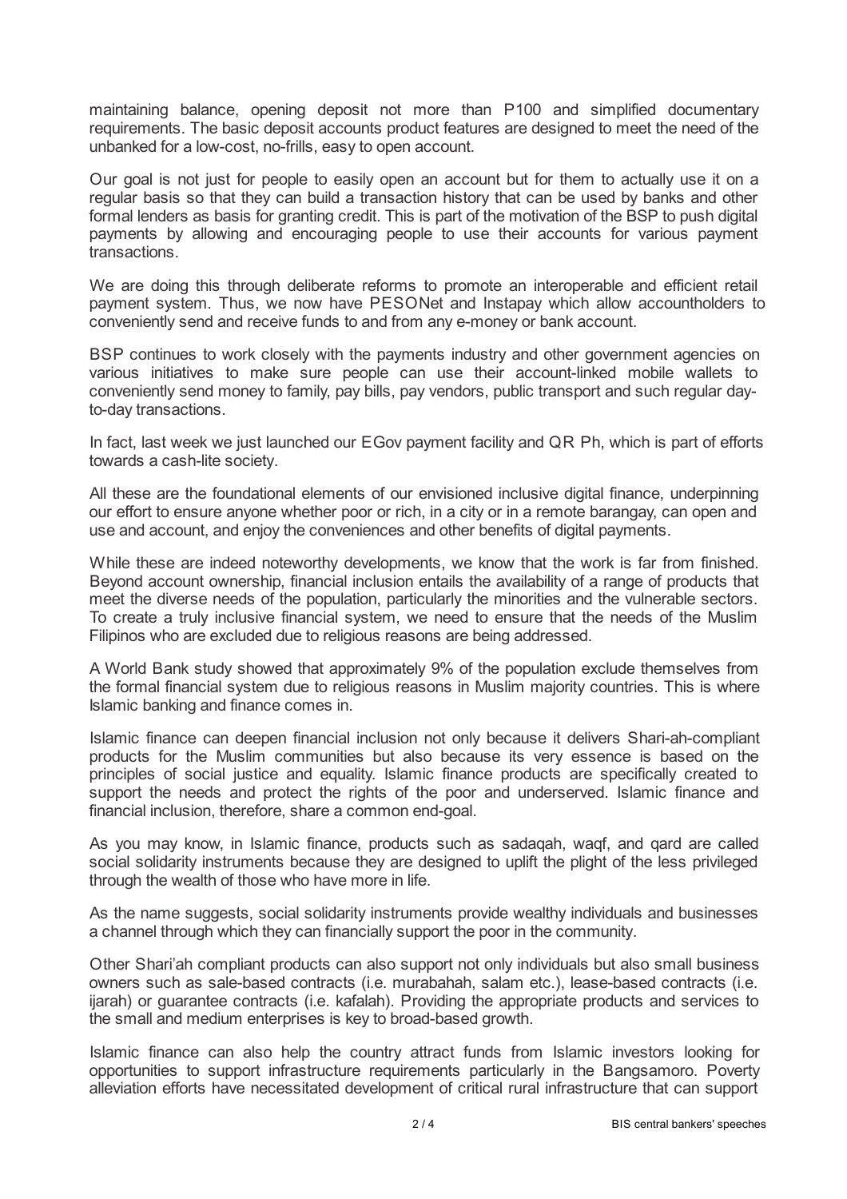maintaining balance, opening deposit not more than P100 and simplified documentary requirements. The basic deposit accounts product features are designed to meet the need of the unbanked for a low-cost, no-frills, easy to open account.

Our goal is not just for people to easily open an account but for them to actually use it on a regular basis so that they can build a transaction history that can be used by banks and other formal lenders as basis for granting credit. This is part of the motivation of the BSP to push digital payments by allowing and encouraging people to use their accounts for various payment transactions.

We are doing this through deliberate reforms to promote an interoperable and efficient retail payment system. Thus, we now have PESONet and Instapay which allow accountholders to conveniently send and receive funds to and from any e-money or bank account.

BSP continues to work closely with the payments industry and other government agencies on various initiatives to make sure people can use their account-linked mobile wallets to conveniently send money to family, pay bills, pay vendors, public transport and such regular day-to-day transactions.

In fact, last week we just launched our EGov payment facility and QR Ph, which is part of efforts towards a cash-lite society.

All these are the foundational elements of our envisioned inclusive digital finance, underpinning our effort to ensure anyone whether poor or rich, in a city or in a remote barangay, can open and use and account, and enjoy the conveniences and other benefits of digital payments.

While these are indeed noteworthy developments, we know that the work is far from finished. Beyond account ownership, financial inclusion entails the availability of a range of products that meet the diverse needs of the population, particularly the minorities and the vulnerable sectors. To create a truly inclusive financial system, we need to ensure that the needs of the Muslim Filipinos who are excluded due to religious reasons are being addressed.

A World Bank study showed that approximately 9% of the population exclude themselves from the formal financial system due to religious reasons in Muslim majority countries. This is where Islamic banking and finance comes in.

Islamic finance can deepen financial inclusion not only because it delivers Shari-ah-compliant products for the Muslim communities but also because its very essence is based on the principles of social justice and equality. Islamic finance products are specifically created to support the needs and protect the rights of the poor and underserved. Islamic finance and financial inclusion, therefore, share a common end-goal.

As you may know, in Islamic finance, products such as sadaqah, waqf, and qard are called social solidarity instruments because they are designed to uplift the plight of the less privileged through the wealth of those who have more in life.

As the name suggests, social solidarity instruments provide wealthy individuals and businesses a channel through which they can financially support the poor in the community.

Other Shari'ah compliant products can also support not only individuals but also small business owners such as sale-based contracts (i.e. murabahah, salam etc.), lease-based contracts (i.e. ijarah) or guarantee contracts (i.e. kafalah). Providing the appropriate products and services to the small and medium enterprises is key to broad-based growth.

Islamic finance can also help the country attract funds from Islamic investors looking for opportunities to support infrastructure requirements particularly in the Bangsamoro. Poverty alleviation efforts have necessitated development of critical rural infrastructure that can support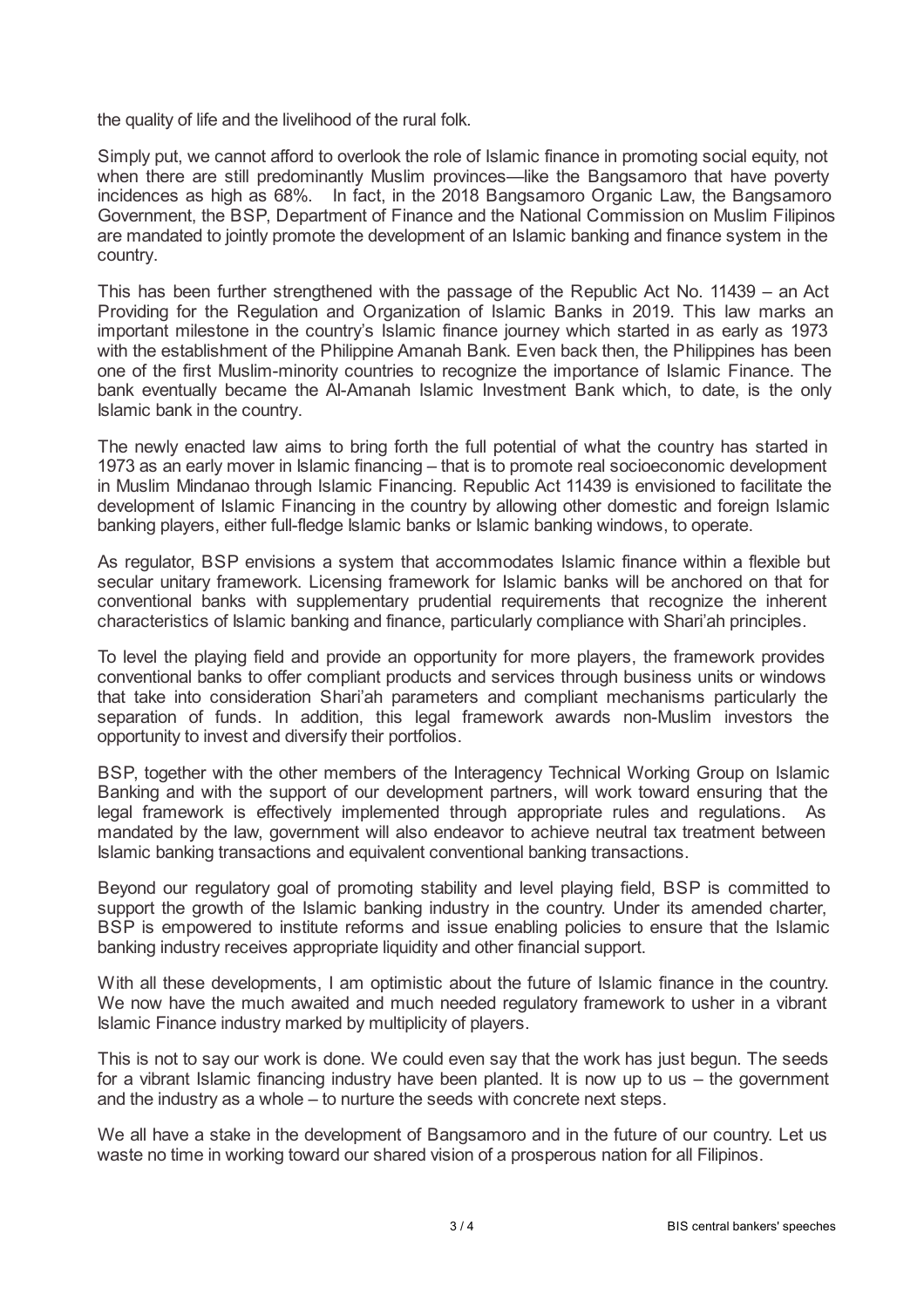the quality of life and the livelihood of the rural folk.

Simply put, we cannot afford to overlook the role of Islamic finance in promoting social equity, not when there are still predominantly Muslim provinces—like the Bangsamoro that have poverty incidences as high as 68%. In fact, in the 2018 Bangsamoro Organic Law, the Bangsamoro Government, the BSP, Department of Finance and the National Commission on Muslim Filipinos are mandated to jointly promote the development of an Islamic banking and finance system in the country.

This has been further strengthened with the passage of the Republic Act No. 11439 – an Act Providing for the Regulation and Organization of Islamic Banks in 2019. This law marks an important milestone in the country's Islamic finance journey which started in as early as 1973 with the establishment of the Philippine Amanah Bank. Even back then, the Philippines has been one of the first Muslim-minority countries to recognize the importance of Islamic Finance. The bank eventually became the Al-Amanah Islamic Investment Bank which, to date, is the only Islamic bank in the country.

The newly enacted law aims to bring forth the full potential of what the country has started in 1973 as an early mover in Islamic financing – that is to promote real socioeconomic development in Muslim Mindanao through Islamic Financing. Republic Act 11439 is envisioned to facilitate the development of Islamic Financing in the country by allowing other domestic and foreign Islamic banking players, either full-fledge Islamic banks or Islamic banking windows, to operate.

As regulator, BSP envisions a system that accommodates Islamic finance within a flexible but secular unitary framework. Licensing framework for Islamic banks will be anchored on that for conventional banks with supplementary prudential requirements that recognize the inherent characteristics of Islamic banking and finance, particularly compliance with Shari'ah principles.

To level the playing field and provide an opportunity for more players, the framework provides conventional banks to offer compliant products and services through business units or windows that take into consideration Shari'ah parameters and compliant mechanisms particularly the separation of funds. In addition, this legal framework awards non-Muslim investors the opportunity to invest and diversify their portfolios.

BSP, together with the other members of the Interagency Technical Working Group on Islamic Banking and with the support of our development partners, will work toward ensuring that the legal framework is effectively implemented through appropriate rules and regulations. As mandated by the law, government will also endeavor to achieve neutral tax treatment between Islamic banking transactions and equivalent conventional banking transactions.

Beyond our regulatory goal of promoting stability and level playing field, BSP is committed to support the growth of the Islamic banking industry in the country. Under its amended charter, BSP is empowered to institute reforms and issue enabling policies to ensure that the Islamic banking industry receives appropriate liquidity and other financial support.

With all these developments, I am optimistic about the future of Islamic finance in the country. We now have the much awaited and much needed regulatory framework to usher in a vibrant Islamic Finance industry marked by multiplicity of players.

This is not to say our work is done. We could even say that the work has just begun. The seeds for a vibrant Islamic financing industry have been planted. It is now up to us – the government and the industry as a whole – to nurture the seeds with concrete next steps.

We all have a stake in the development of Bangsamoro and in the future of our country. Let us waste no time in working toward our shared vision of a prosperous nation for all Filipinos.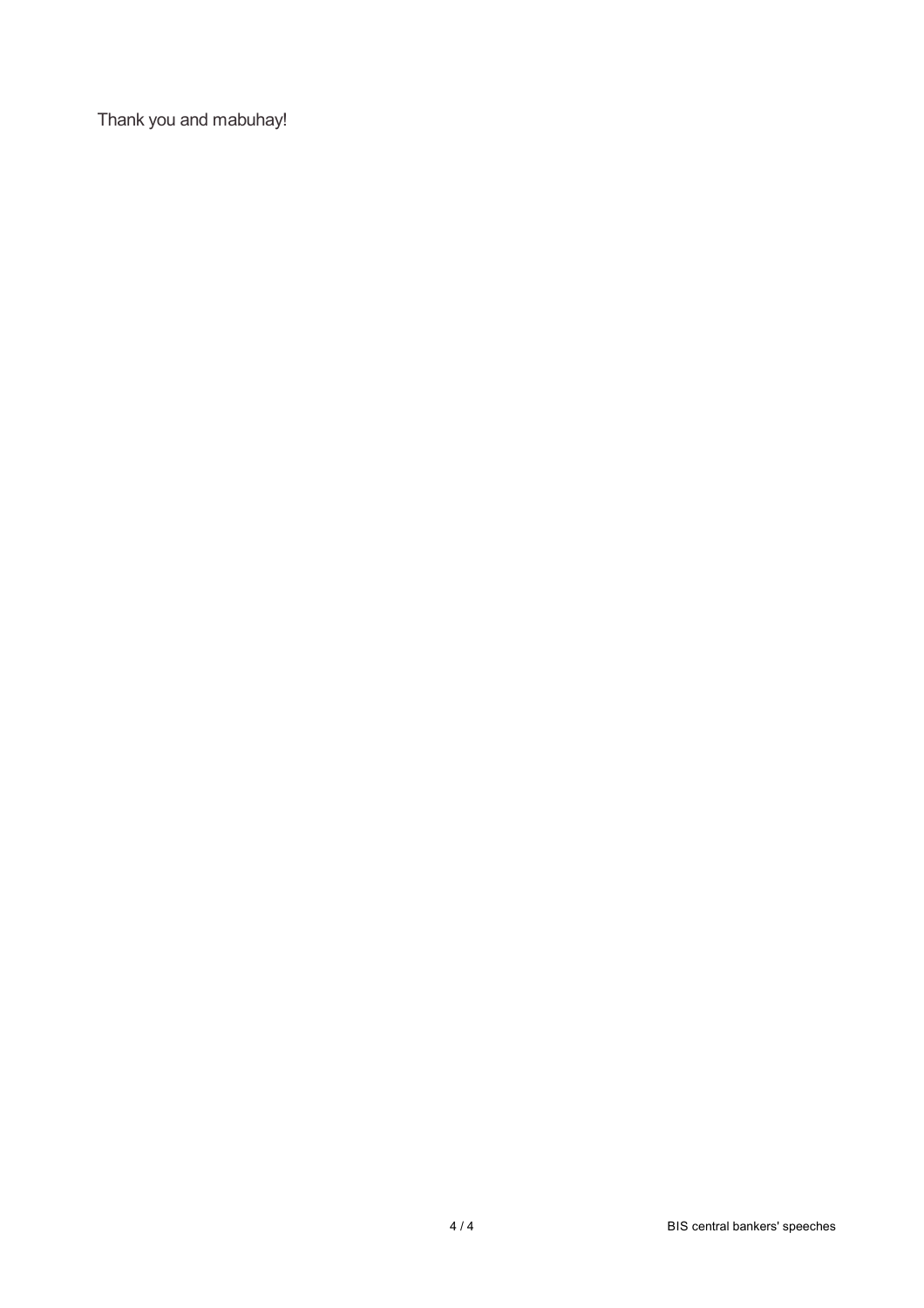Thank you and mabuhay!